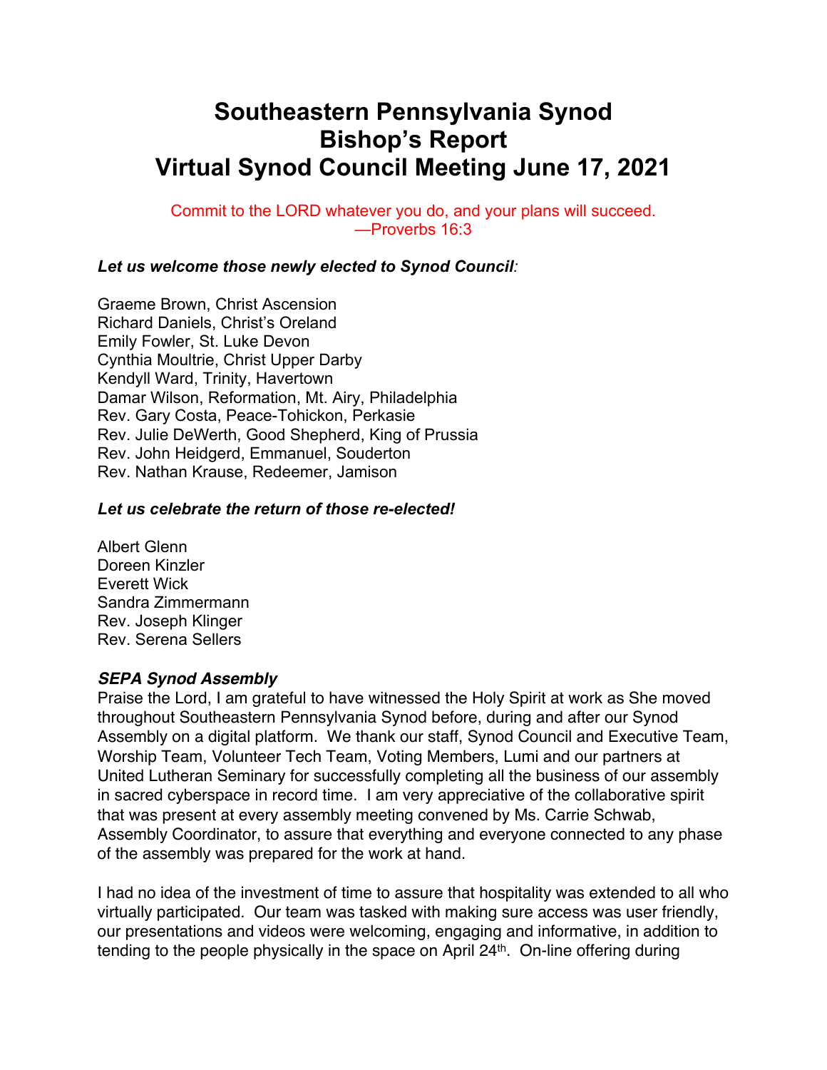# Southeastern Pennsylvania Synod
# Bishop's Report
# Virtual Synod Council Meeting June 17, 2021

Commit to the LORD whatever you do, and your plans will succeed.
—Proverbs 16:3

***Let us welcome those newly elected to Synod Council:***

Graeme Brown, Christ Ascension
Richard Daniels, Christ's Oreland
Emily Fowler, St. Luke Devon
Cynthia Moultrie, Christ Upper Darby
Kendyll Ward, Trinity, Havertown
Damar Wilson, Reformation, Mt. Airy, Philadelphia
Rev. Gary Costa, Peace-Tohickon, Perkasie
Rev. Julie DeWerth, Good Shepherd, King of Prussia
Rev. John Heidgerd, Emmanuel, Souderton
Rev. Nathan Krause, Redeemer, Jamison

***Let us celebrate the return of those re-elected!***

Albert Glenn
Doreen Kinzler
Everett Wick
Sandra Zimmermann
Rev. Joseph Klinger
Rev. Serena Sellers

***SEPA Synod Assembly***

Praise the Lord, I am grateful to have witnessed the Holy Spirit at work as She moved throughout Southeastern Pennsylvania Synod before, during and after our Synod Assembly on a digital platform. We thank our staff, Synod Council and Executive Team, Worship Team, Volunteer Tech Team, Voting Members, Lumi and our partners at United Lutheran Seminary for successfully completing all the business of our assembly in sacred cyberspace in record time. I am very appreciative of the collaborative spirit that was present at every assembly meeting convened by Ms. Carrie Schwab, Assembly Coordinator, to assure that everything and everyone connected to any phase of the assembly was prepared for the work at hand.

I had no idea of the investment of time to assure that hospitality was extended to all who virtually participated. Our team was tasked with making sure access was user friendly, our presentations and videos were welcoming, engaging and informative, in addition to tending to the people physically in the space on April 24th. On-line offering during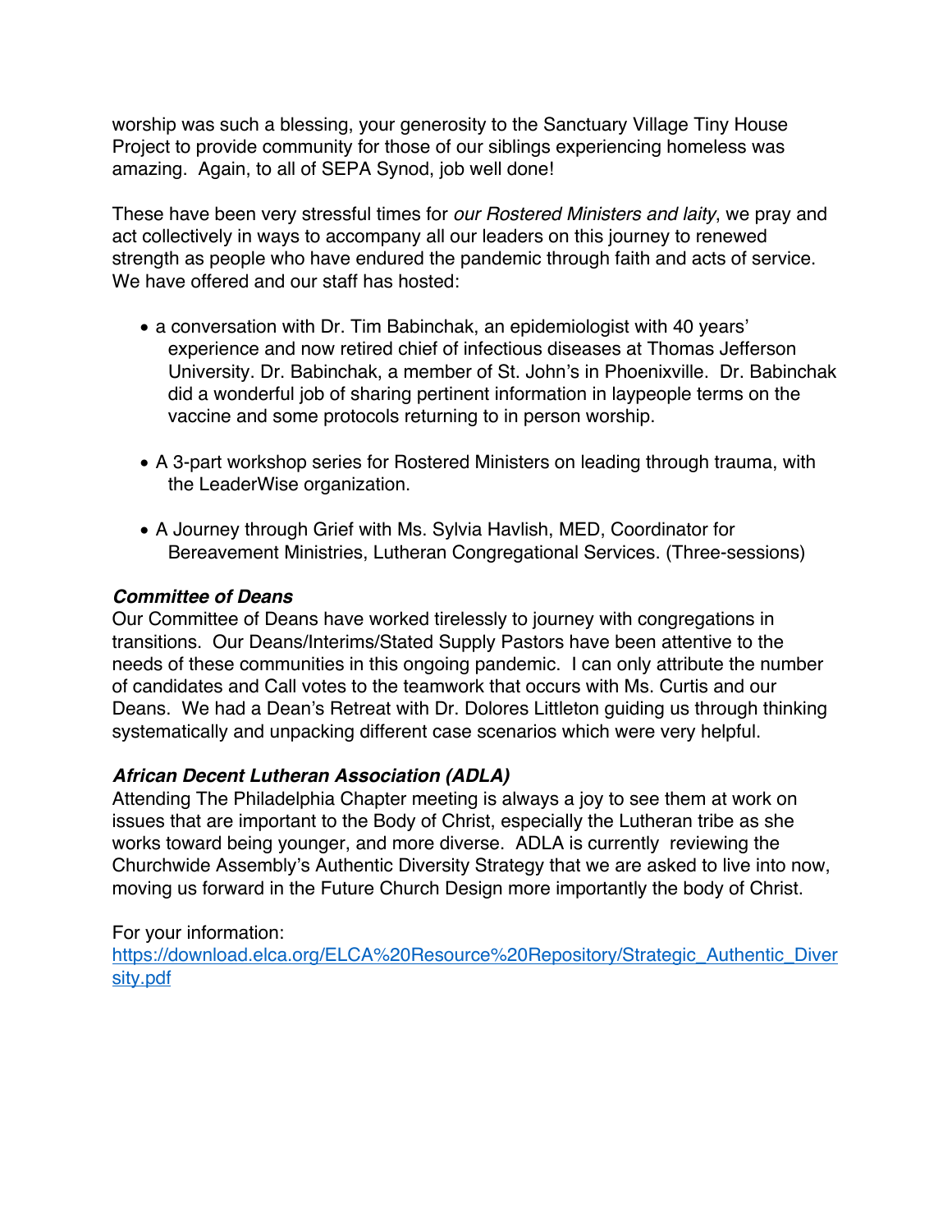worship was such a blessing, your generosity to the Sanctuary Village Tiny House Project to provide community for those of our siblings experiencing homeless was amazing. Again, to all of SEPA Synod, job well done!

These have been very stressful times for *our Rostered Ministers and laity*, we pray and act collectively in ways to accompany all our leaders on this journey to renewed strength as people who have endured the pandemic through faith and acts of service. We have offered and our staff has hosted:

- a conversation with Dr. Tim Babinchak, an epidemiologist with 40 years' experience and now retired chief of infectious diseases at Thomas Jefferson University. Dr. Babinchak, a member of St. John's in Phoenixville. Dr. Babinchak did a wonderful job of sharing pertinent information in laypeople terms on the vaccine and some protocols returning to in person worship.

- A 3-part workshop series for Rostered Ministers on leading through trauma, with the LeaderWise organization.

- A Journey through Grief with Ms. Sylvia Havlish, MED, Coordinator for Bereavement Ministries, Lutheran Congregational Services. (Three-sessions)

***Committee of Deans***

Our Committee of Deans have worked tirelessly to journey with congregations in transitions. Our Deans/Interims/Stated Supply Pastors have been attentive to the needs of these communities in this ongoing pandemic. I can only attribute the number of candidates and Call votes to the teamwork that occurs with Ms. Curtis and our Deans. We had a Dean's Retreat with Dr. Dolores Littleton guiding us through thinking systematically and unpacking different case scenarios which were very helpful.

***African Decent Lutheran Association (ADLA)***

Attending The Philadelphia Chapter meeting is always a joy to see them at work on issues that are important to the Body of Christ, especially the Lutheran tribe as she works toward being younger, and more diverse. ADLA is currently reviewing the Churchwide Assembly's Authentic Diversity Strategy that we are asked to live into now, moving us forward in the Future Church Design more importantly the body of Christ.

For your information:
[https://download.elca.org/ELCA%20Resource%20Repository/Strategic_Authentic_Diversity.pdf](https://download.elca.org/ELCA%20Resource%20Repository/Strategic_Authentic_Diversity.pdf)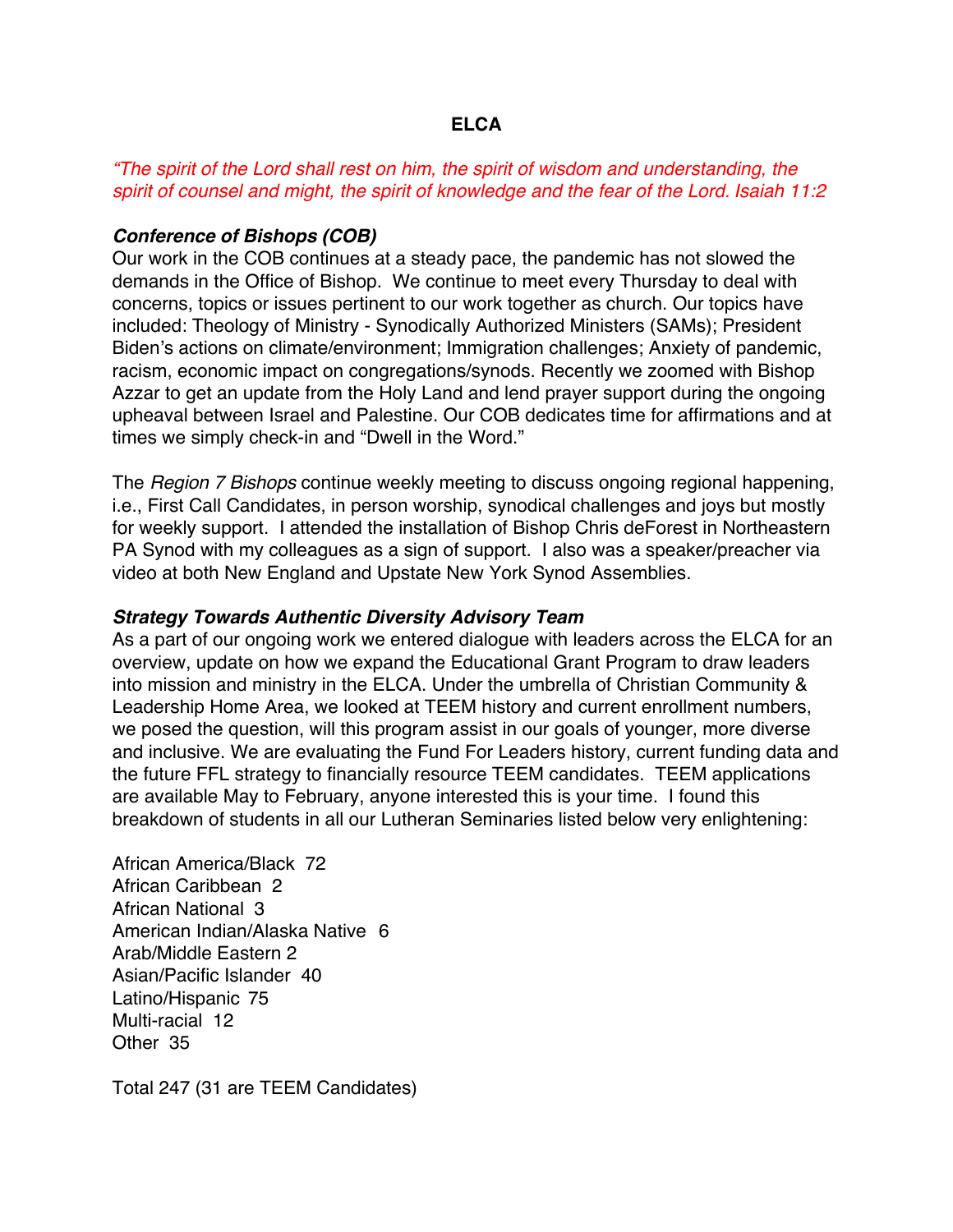**ELCA**

*"The spirit of the Lord shall rest on him, the spirit of wisdom and understanding, the spirit of counsel and might, the spirit of knowledge and the fear of the Lord. Isaiah 11:2*

***Conference of Bishops (COB)***

Our work in the COB continues at a steady pace, the pandemic has not slowed the demands in the Office of Bishop. We continue to meet every Thursday to deal with concerns, topics or issues pertinent to our work together as church. Our topics have included: Theology of Ministry - Synodically Authorized Ministers (SAMs); President Biden's actions on climate/environment; Immigration challenges; Anxiety of pandemic, racism, economic impact on congregations/synods. Recently we zoomed with Bishop Azzar to get an update from the Holy Land and lend prayer support during the ongoing upheaval between Israel and Palestine. Our COB dedicates time for affirmations and at times we simply check-in and "Dwell in the Word."

The *Region 7 Bishops* continue weekly meeting to discuss ongoing regional happening, i.e., First Call Candidates, in person worship, synodical challenges and joys but mostly for weekly support. I attended the installation of Bishop Chris deForest in Northeastern PA Synod with my colleagues as a sign of support. I also was a speaker/preacher via video at both New England and Upstate New York Synod Assemblies.

***Strategy Towards Authentic Diversity Advisory Team***

As a part of our ongoing work we entered dialogue with leaders across the ELCA for an overview, update on how we expand the Educational Grant Program to draw leaders into mission and ministry in the ELCA. Under the umbrella of Christian Community & Leadership Home Area, we looked at TEEM history and current enrollment numbers, we posed the question, will this program assist in our goals of younger, more diverse and inclusive. We are evaluating the Fund For Leaders history, current funding data and the future FFL strategy to financially resource TEEM candidates. TEEM applications are available May to February, anyone interested this is your time. I found this breakdown of students in all our Lutheran Seminaries listed below very enlightening:

African America/Black 72
African Caribbean 2
African National 3
American Indian/Alaska Native 6
Arab/Middle Eastern 2
Asian/Pacific Islander 40
Latino/Hispanic 75
Multi-racial 12
Other 35

Total 247 (31 are TEEM Candidates)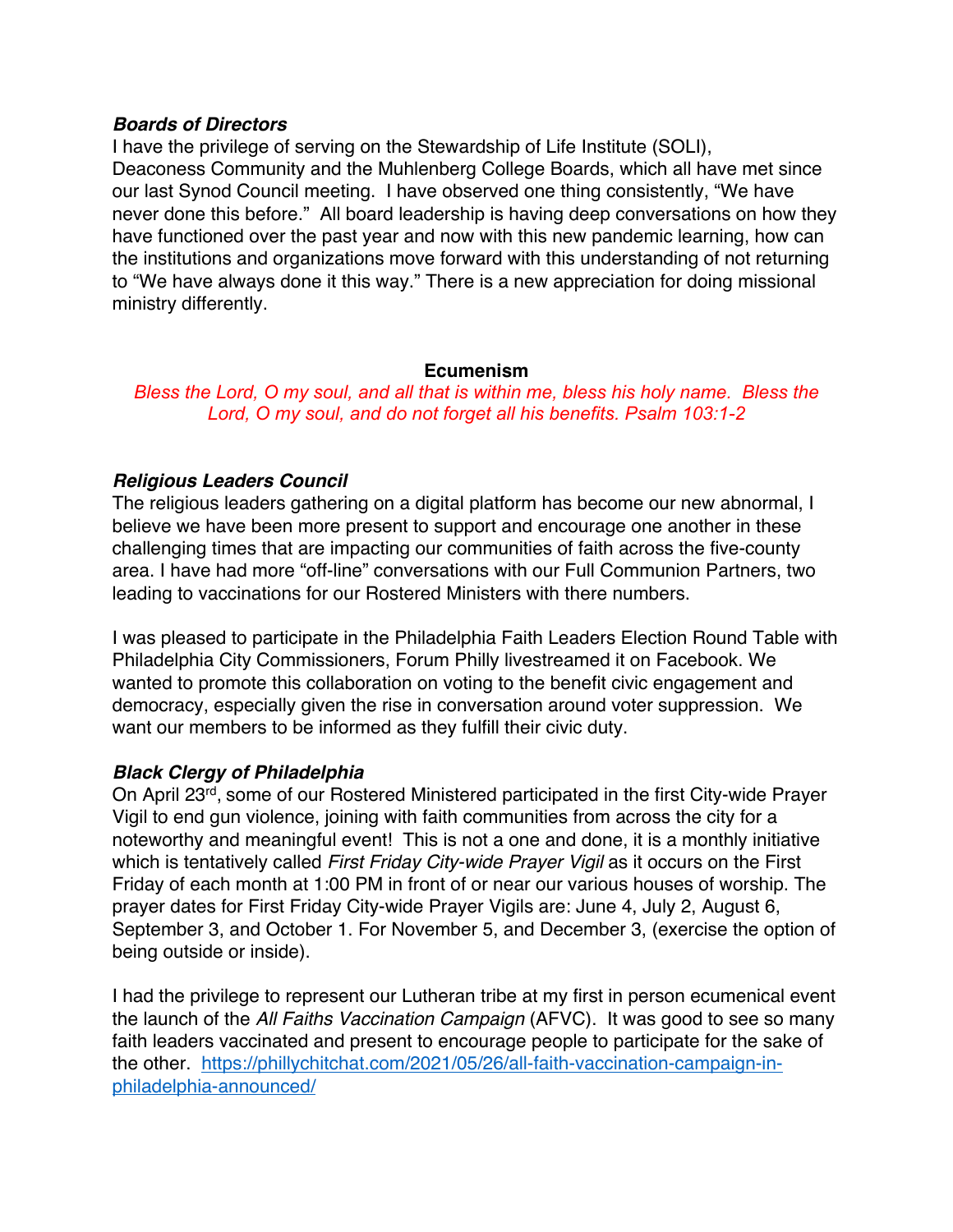***Boards of Directors***

I have the privilege of serving on the Stewardship of Life Institute (SOLI), Deaconess Community and the Muhlenberg College Boards, which all have met since our last Synod Council meeting. I have observed one thing consistently, "We have never done this before." All board leadership is having deep conversations on how they have functioned over the past year and now with this new pandemic learning, how can the institutions and organizations move forward with this understanding of not returning to "We have always done it this way." There is a new appreciation for doing missional ministry differently.

## Ecumenism

*Bless the Lord, O my soul, and all that is within me, bless his holy name. Bless the Lord, O my soul, and do not forget all his benefits. Psalm 103:1-2*

***Religious Leaders Council***

The religious leaders gathering on a digital platform has become our new abnormal, I believe we have been more present to support and encourage one another in these challenging times that are impacting our communities of faith across the five-county area. I have had more "off-line" conversations with our Full Communion Partners, two leading to vaccinations for our Rostered Ministers with there numbers.

I was pleased to participate in the Philadelphia Faith Leaders Election Round Table with Philadelphia City Commissioners, Forum Philly livestreamed it on Facebook. We wanted to promote this collaboration on voting to the benefit civic engagement and democracy, especially given the rise in conversation around voter suppression. We want our members to be informed as they fulfill their civic duty.

***Black Clergy of Philadelphia***

On April 23rd, some of our Rostered Ministered participated in the first City-wide Prayer Vigil to end gun violence, joining with faith communities from across the city for a noteworthy and meaningful event! This is not a one and done, it is a monthly initiative which is tentatively called *First Friday City-wide Prayer Vigil* as it occurs on the First Friday of each month at 1:00 PM in front of or near our various houses of worship. The prayer dates for First Friday City-wide Prayer Vigils are: June 4, July 2, August 6, September 3, and October 1. For November 5, and December 3, (exercise the option of being outside or inside).

I had the privilege to represent our Lutheran tribe at my first in person ecumenical event the launch of the *All Faiths Vaccination Campaign* (AFVC). It was good to see so many faith leaders vaccinated and present to encourage people to participate for the sake of the other. [https://phillychitchat.com/2021/05/26/all-faith-vaccination-campaign-in-philadelphia-announced/](https://phillychitchat.com/2021/05/26/all-faith-vaccination-campaign-in-philadelphia-announced/)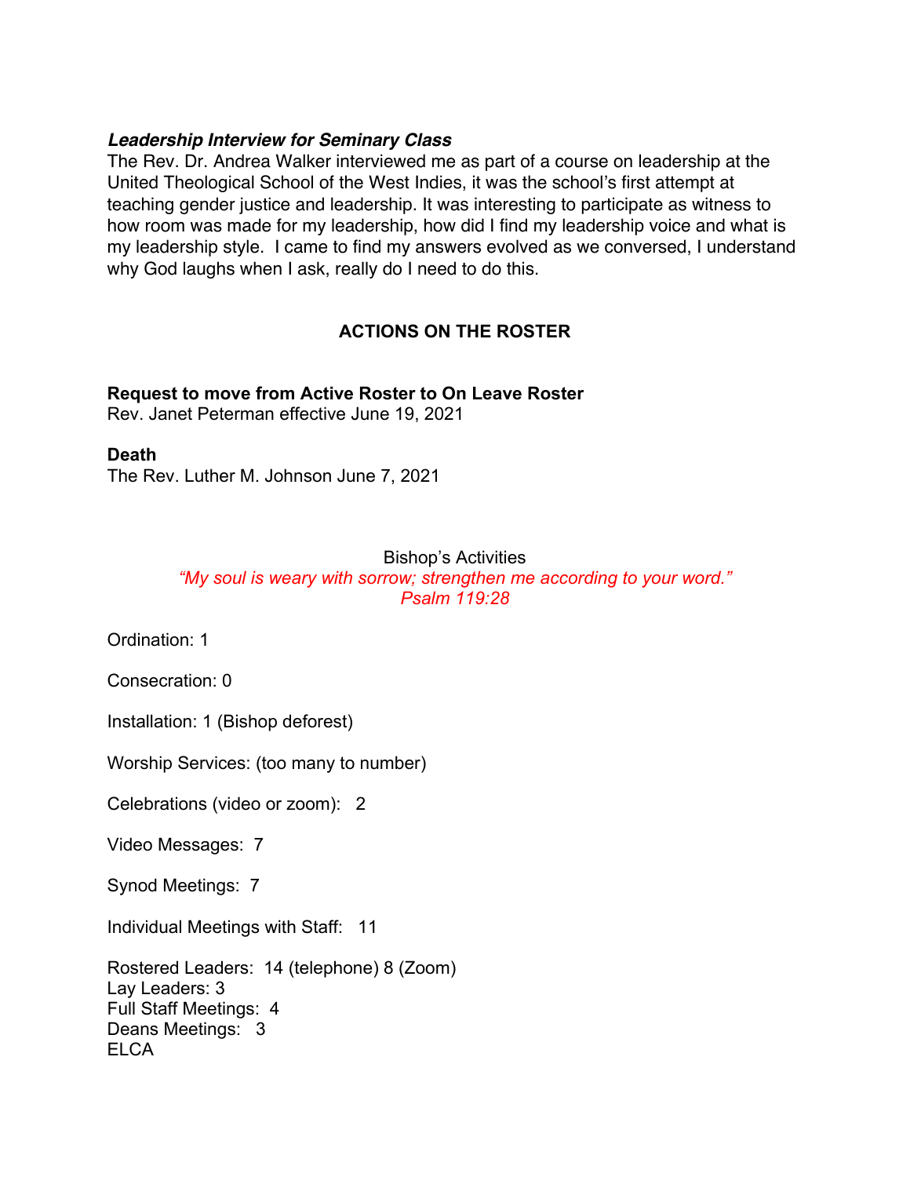***Leadership Interview for Seminary Class***

The Rev. Dr. Andrea Walker interviewed me as part of a course on leadership at the United Theological School of the West Indies, it was the school's first attempt at teaching gender justice and leadership. It was interesting to participate as witness to how room was made for my leadership, how did I find my leadership voice and what is my leadership style. I came to find my answers evolved as we conversed, I understand why God laughs when I ask, really do I need to do this.

## ACTIONS ON THE ROSTER

**Request to move from Active Roster to On Leave Roster**
Rev. Janet Peterman effective June 19, 2021

**Death**
The Rev. Luther M. Johnson June 7, 2021

Bishop's Activities

*"My soul is weary with sorrow; strengthen me according to your word."*
*Psalm 119:28*

Ordination: 1

Consecration: 0

Installation: 1 (Bishop deforest)

Worship Services: (too many to number)

Celebrations (video or zoom): 2

Video Messages: 7

Synod Meetings: 7

Individual Meetings with Staff: 11

Rostered Leaders: 14 (telephone) 8 (Zoom)
Lay Leaders: 3
Full Staff Meetings: 4
Deans Meetings: 3
ELCA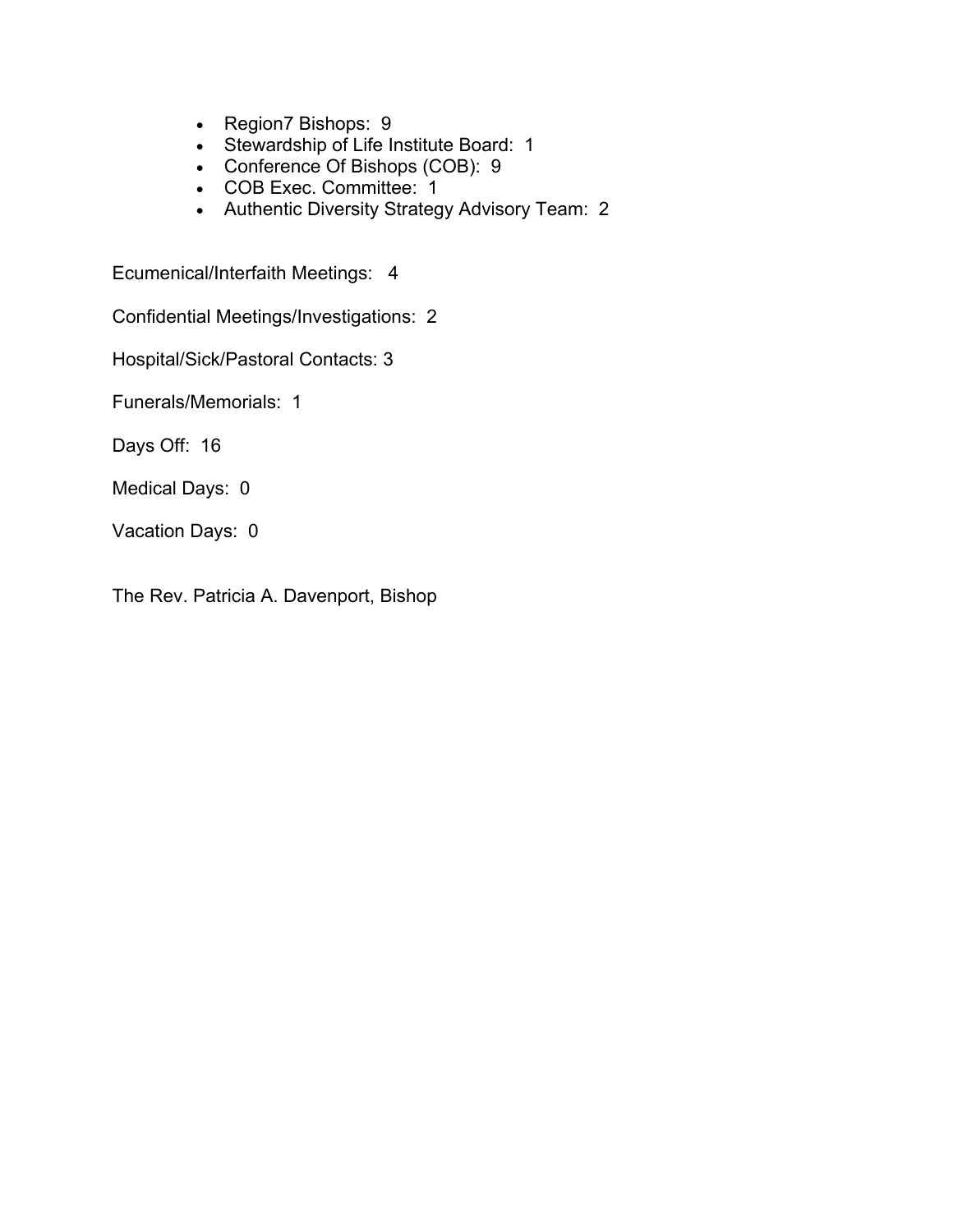- Region7 Bishops: 9
- Stewardship of Life Institute Board: 1
- Conference Of Bishops (COB): 9
- COB Exec. Committee: 1
- Authentic Diversity Strategy Advisory Team: 2

Ecumenical/Interfaith Meetings: 4

Confidential Meetings/Investigations: 2

Hospital/Sick/Pastoral Contacts: 3

Funerals/Memorials: 1

Days Off: 16

Medical Days: 0

Vacation Days: 0

The Rev. Patricia A. Davenport, Bishop